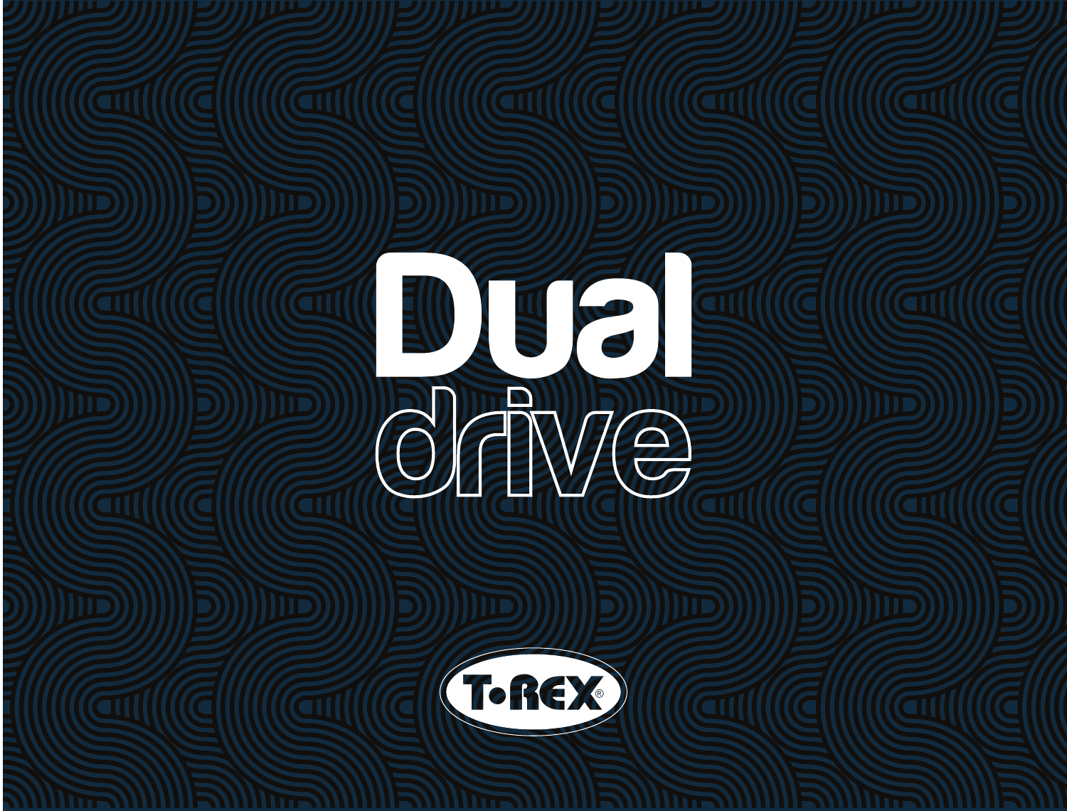# Dual drive

T·REX®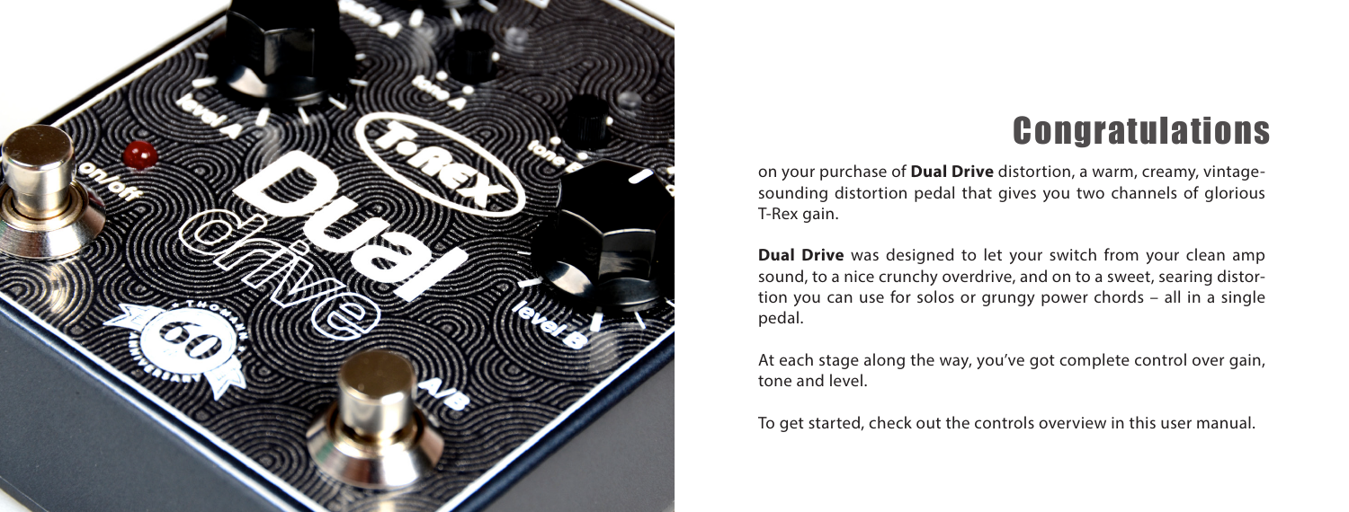# Congratulations

on your purchase of **Dual Drive** distortion, a warm, creamy, vintage-sounding distortion pedal that gives you two channels of glorious T-Rex gain.

**Dual Drive** was designed to let your switch from your clean amp sound, to a nice crunchy overdrive, and on to a sweet, searing distortion you can use for solos or grungy power chords – all in a single pedal.

At each stage along the way, you've got complete control over gain, tone and level.

To get started, check out the controls overview in this user manual.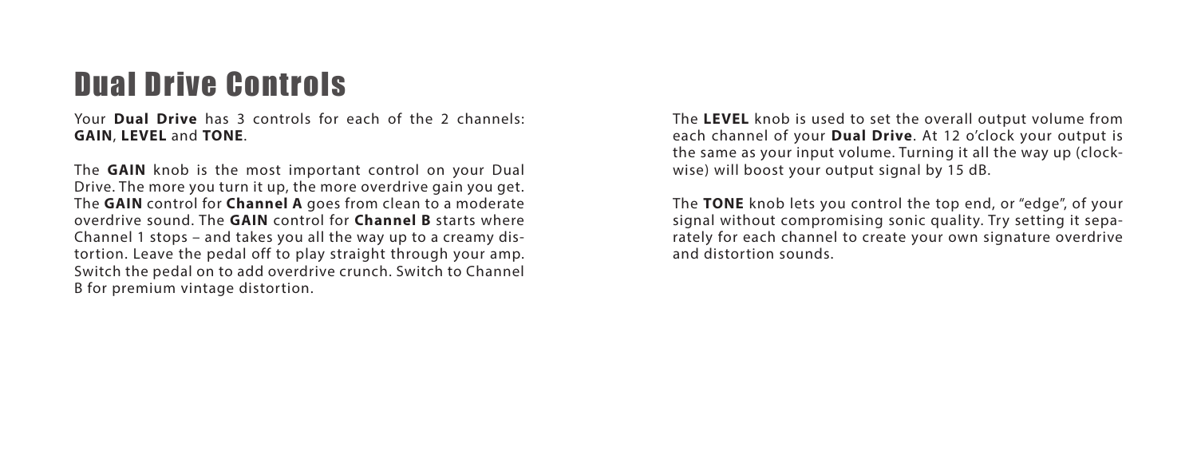# Dual Drive Controls

Your **Dual Drive** has 3 controls for each of the 2 channels: **GAIN**, **LEVEL** and **TONE**.

The **GAIN** knob is the most important control on your Dual Drive. The more you turn it up, the more overdrive gain you get. The **GAIN** control for **Channel A** goes from clean to a moderate overdrive sound. The **GAIN** control for **Channel B** starts where Channel 1 stops – and takes you all the way up to a creamy distortion. Leave the pedal off to play straight through your amp. Switch the pedal on to add overdrive crunch. Switch to Channel B for premium vintage distortion.

The **LEVEL** knob is used to set the overall output volume from each channel of your **Dual Drive**. At 12 o'clock your output is the same as your input volume. Turning it all the way up (clockwise) will boost your output signal by 15 dB.

The **TONE** knob lets you control the top end, or "edge", of your signal without compromising sonic quality. Try setting it separately for each channel to create your own signature overdrive and distortion sounds.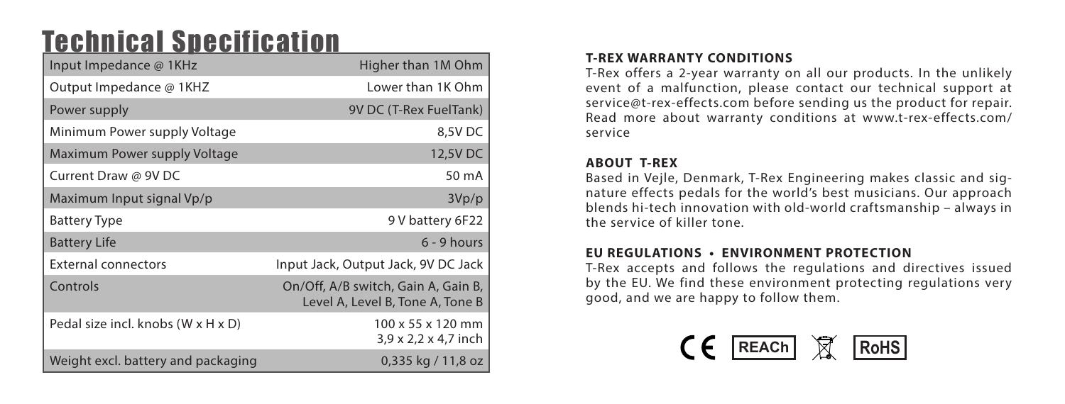# Technical Specification

| Input Impedance @ 1KHz | Higher than 1M Ohm |
|---|---|
| Output Impedance @ 1KHZ | Lower than 1K Ohm |
| Power supply | 9V DC (T-Rex FuelTank) |
| Minimum Power supply Voltage | 8,5V DC |
| Maximum Power supply Voltage | 12,5V DC |
| Current Draw @ 9V DC | 50 mA |
| Maximum Input signal Vp/p | 3Vp/p |
| Battery Type | 9 V battery 6F22 |
| Battery Life | 6 - 9 hours |
| External connectors | Input Jack, Output Jack, 9V DC Jack |
| Controls | On/Off, A/B switch, Gain A, Gain B, Level A, Level B, Tone A, Tone B |
| Pedal size incl. knobs (W x H x D) | 100 x 55 x 120 mm<br>3,9 x 2,2 x 4,7 inch |
| Weight excl. battery and packaging | 0,335 kg / 11,8 oz |

**T-REX WARRANTY CONDITIONS**

T-Rex offers a 2-year warranty on all our products. In the unlikely event of a malfunction, please contact our technical support at service@t-rex-effects.com before sending us the product for repair. Read more about warranty conditions at www.t-rex-effects.com/service

**ABOUT T-REX**

Based in Vejle, Denmark, T-Rex Engineering makes classic and signature effects pedals for the world's best musicians. Our approach blends hi-tech innovation with old-world craftsmanship – always in the service of killer tone.

**EU REGULATIONS • ENVIRONMENT PROTECTION**

T-Rex accepts and follows the regulations and directives issued by the EU. We find these environment protecting regulations very good, and we are happy to follow them.

CE REACh RoHS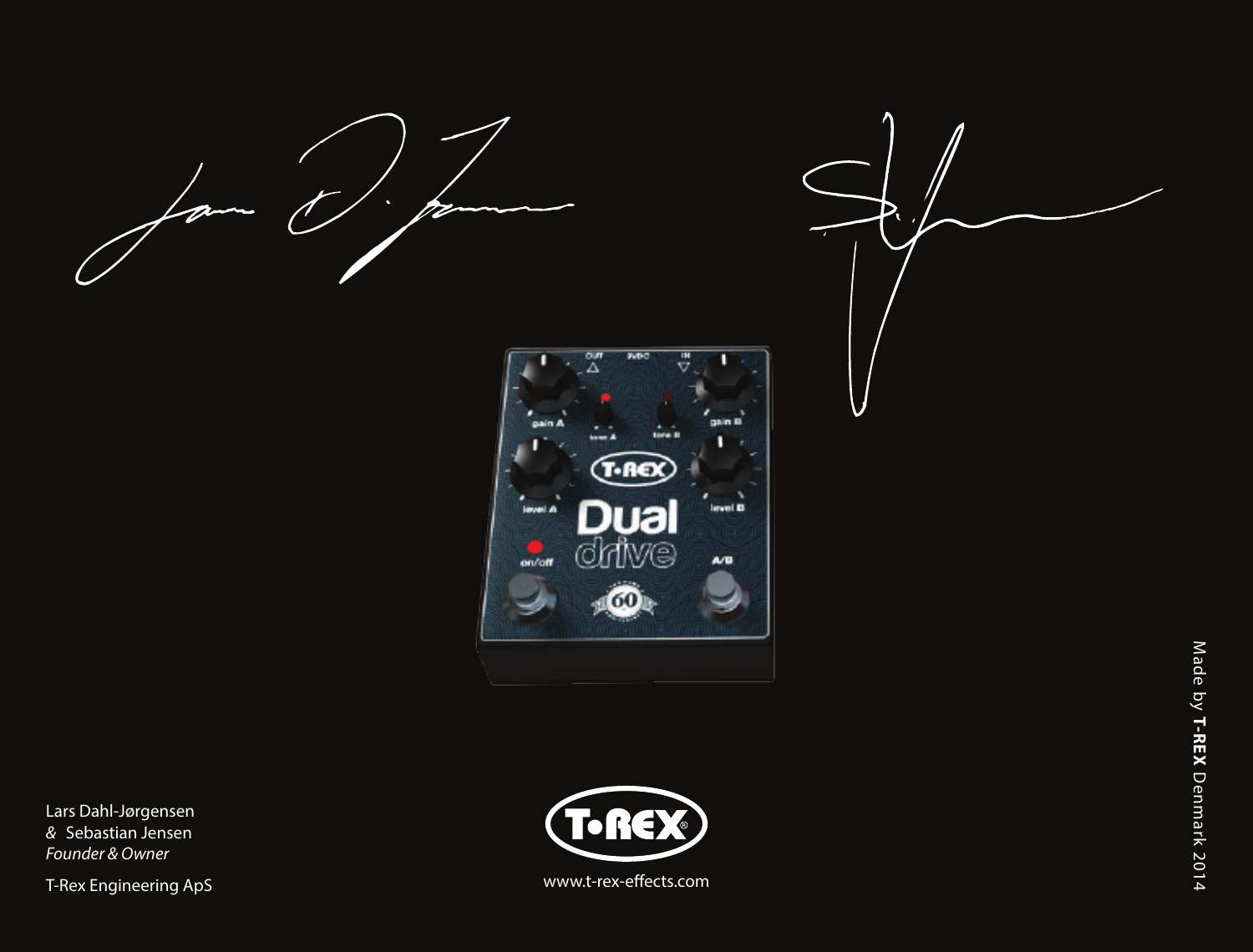Lars Dahl-Jørgensen
& Sebastian Jensen
*Founder & Owner*

T-Rex Engineering ApS

www.t-rex-effects.com

Made by **T-REX** Denmark 2014